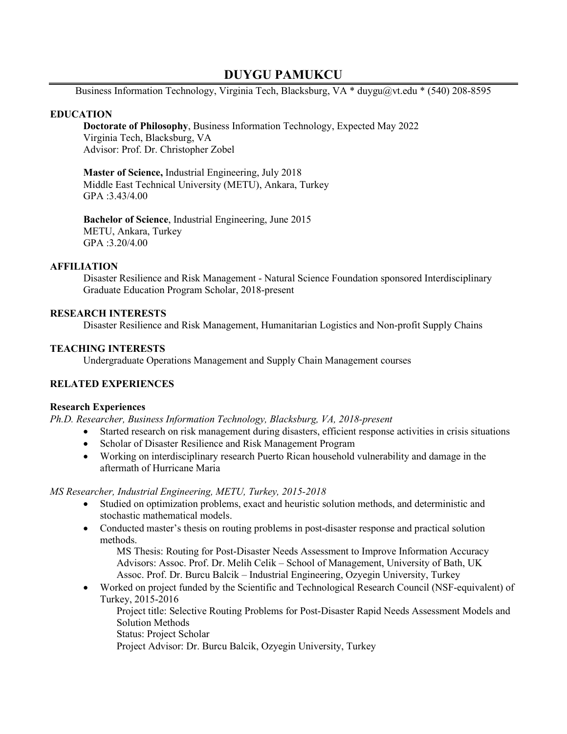# DUYGU PAMUKCU

Business Information Technology, Virginia Tech, Blacksburg, VA * duygu@vt.edu * (540) 208-8595

## EDUCATION

**Doctorate of Philosophy**, Business Information Technology, Expected May 2022
Virginia Tech, Blacksburg, VA
Advisor: Prof. Dr. Christopher Zobel

**Master of Science,** Industrial Engineering, July 2018
Middle East Technical University (METU), Ankara, Turkey
GPA :3.43/4.00

**Bachelor of Science**, Industrial Engineering, June 2015
METU, Ankara, Turkey
GPA :3.20/4.00

## AFFILIATION

Disaster Resilience and Risk Management - Natural Science Foundation sponsored Interdisciplinary Graduate Education Program Scholar, 2018-present

## RESEARCH INTERESTS

Disaster Resilience and Risk Management, Humanitarian Logistics and Non-profit Supply Chains

## TEACHING INTERESTS

Undergraduate Operations Management and Supply Chain Management courses

## RELATED EXPERIENCES

### Research Experiences

*Ph.D. Researcher, Business Information Technology, Blacksburg, VA, 2018-present*

- Started research on risk management during disasters, efficient response activities in crisis situations
- Scholar of Disaster Resilience and Risk Management Program
- Working on interdisciplinary research Puerto Rican household vulnerability and damage in the aftermath of Hurricane Maria

*MS Researcher, Industrial Engineering, METU, Turkey, 2015-2018*

- Studied on optimization problems, exact and heuristic solution methods, and deterministic and stochastic mathematical models.
- Conducted master's thesis on routing problems in post-disaster response and practical solution methods.
  MS Thesis: Routing for Post-Disaster Needs Assessment to Improve Information Accuracy
  Advisors: Assoc. Prof. Dr. Melih Celik – School of Management, University of Bath, UK
  Assoc. Prof. Dr. Burcu Balcik – Industrial Engineering, Ozyegin University, Turkey
- Worked on project funded by the Scientific and Technological Research Council (NSF-equivalent) of Turkey, 2015-2016
  Project title: Selective Routing Problems for Post-Disaster Rapid Needs Assessment Models and Solution Methods
  Status: Project Scholar
  Project Advisor: Dr. Burcu Balcik, Ozyegin University, Turkey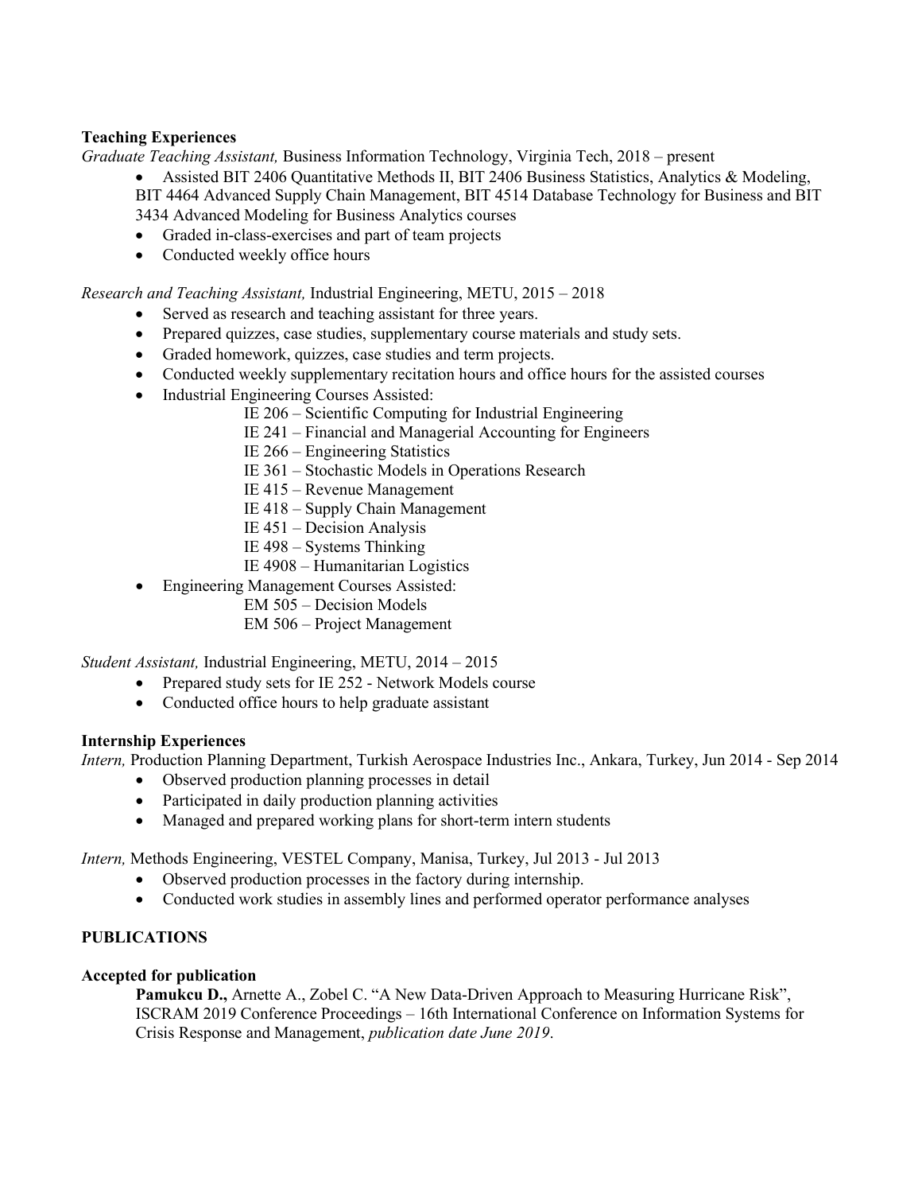**Teaching Experiences**

*Graduate Teaching Assistant,* Business Information Technology, Virginia Tech, 2018 – present

- Assisted BIT 2406 Quantitative Methods II, BIT 2406 Business Statistics, Analytics & Modeling, BIT 4464 Advanced Supply Chain Management, BIT 4514 Database Technology for Business and BIT 3434 Advanced Modeling for Business Analytics courses
- Graded in-class-exercises and part of team projects
- Conducted weekly office hours

*Research and Teaching Assistant,* Industrial Engineering, METU, 2015 – 2018

- Served as research and teaching assistant for three years.
- Prepared quizzes, case studies, supplementary course materials and study sets.
- Graded homework, quizzes, case studies and term projects.
- Conducted weekly supplementary recitation hours and office hours for the assisted courses
- Industrial Engineering Courses Assisted:
  - IE 206 – Scientific Computing for Industrial Engineering
  - IE 241 – Financial and Managerial Accounting for Engineers
  - IE 266 – Engineering Statistics
  - IE 361 – Stochastic Models in Operations Research
  - IE 415 – Revenue Management
  - IE 418 – Supply Chain Management
  - IE 451 – Decision Analysis
  - IE 498 – Systems Thinking
  - IE 4908 – Humanitarian Logistics
- Engineering Management Courses Assisted:
  - EM 505 – Decision Models
  - EM 506 – Project Management

*Student Assistant,* Industrial Engineering, METU, 2014 – 2015

- Prepared study sets for IE 252 - Network Models course
- Conducted office hours to help graduate assistant

**Internship Experiences**

*Intern,* Production Planning Department, Turkish Aerospace Industries Inc., Ankara, Turkey, Jun 2014 - Sep 2014

- Observed production planning processes in detail
- Participated in daily production planning activities
- Managed and prepared working plans for short-term intern students

*Intern,* Methods Engineering, VESTEL Company, Manisa, Turkey, Jul 2013 - Jul 2013

- Observed production processes in the factory during internship.
- Conducted work studies in assembly lines and performed operator performance analyses

## PUBLICATIONS

**Accepted for publication**

**Pamukcu D.,** Arnette A., Zobel C. "A New Data-Driven Approach to Measuring Hurricane Risk", ISCRAM 2019 Conference Proceedings – 16th International Conference on Information Systems for Crisis Response and Management, *publication date June 2019*.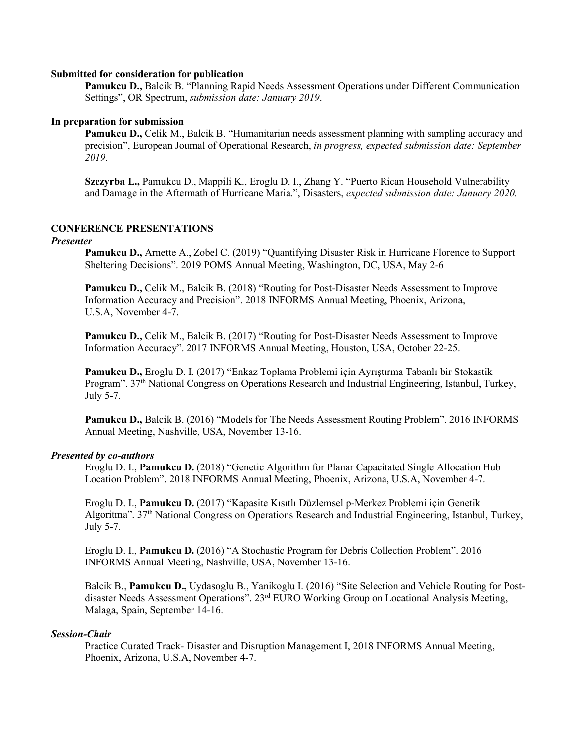**Submitted for consideration for publication**

**Pamukcu D.,** Balcik B. "Planning Rapid Needs Assessment Operations under Different Communication Settings", OR Spectrum, *submission date: January 2019*.

**In preparation for submission**

**Pamukcu D.,** Celik M., Balcik B. "Humanitarian needs assessment planning with sampling accuracy and precision", European Journal of Operational Research, *in progress, expected submission date: September 2019*.

**Szczyrba L.,** Pamukcu D., Mappili K., Eroglu D. I., Zhang Y. "Puerto Rican Household Vulnerability and Damage in the Aftermath of Hurricane Maria.", Disasters, *expected submission date: January 2020.*

## CONFERENCE PRESENTATIONS

***Presenter***

**Pamukcu D.,** Arnette A., Zobel C. (2019) "Quantifying Disaster Risk in Hurricane Florence to Support Sheltering Decisions". 2019 POMS Annual Meeting, Washington, DC, USA, May 2-6

**Pamukcu D.,** Celik M., Balcik B. (2018) "Routing for Post-Disaster Needs Assessment to Improve Information Accuracy and Precision". 2018 INFORMS Annual Meeting, Phoenix, Arizona, U.S.A, November 4-7.

**Pamukcu D.,** Celik M., Balcik B. (2017) "Routing for Post-Disaster Needs Assessment to Improve Information Accuracy". 2017 INFORMS Annual Meeting, Houston, USA, October 22-25.

**Pamukcu D.,** Eroglu D. I. (2017) "Enkaz Toplama Problemi için Ayrıştırma Tabanlı bir Stokastik Program". 37th National Congress on Operations Research and Industrial Engineering, Istanbul, Turkey, July 5-7.

**Pamukcu D.,** Balcik B. (2016) "Models for The Needs Assessment Routing Problem". 2016 INFORMS Annual Meeting, Nashville, USA, November 13-16.

***Presented by co-authors***

Eroglu D. I., **Pamukcu D.** (2018) "Genetic Algorithm for Planar Capacitated Single Allocation Hub Location Problem". 2018 INFORMS Annual Meeting, Phoenix, Arizona, U.S.A, November 4-7.

Eroglu D. I., **Pamukcu D.** (2017) "Kapasite Kısıtlı Düzlemsel p-Merkez Problemi için Genetik Algoritma". 37th National Congress on Operations Research and Industrial Engineering, Istanbul, Turkey, July 5-7.

Eroglu D. I., **Pamukcu D.** (2016) "A Stochastic Program for Debris Collection Problem". 2016 INFORMS Annual Meeting, Nashville, USA, November 13-16.

Balcik B., **Pamukcu D.,** Uydasoglu B., Yanikoglu I. (2016) "Site Selection and Vehicle Routing for Post-disaster Needs Assessment Operations". 23rd EURO Working Group on Locational Analysis Meeting, Malaga, Spain, September 14-16.

***Session-Chair***

Practice Curated Track- Disaster and Disruption Management I, 2018 INFORMS Annual Meeting, Phoenix, Arizona, U.S.A, November 4-7.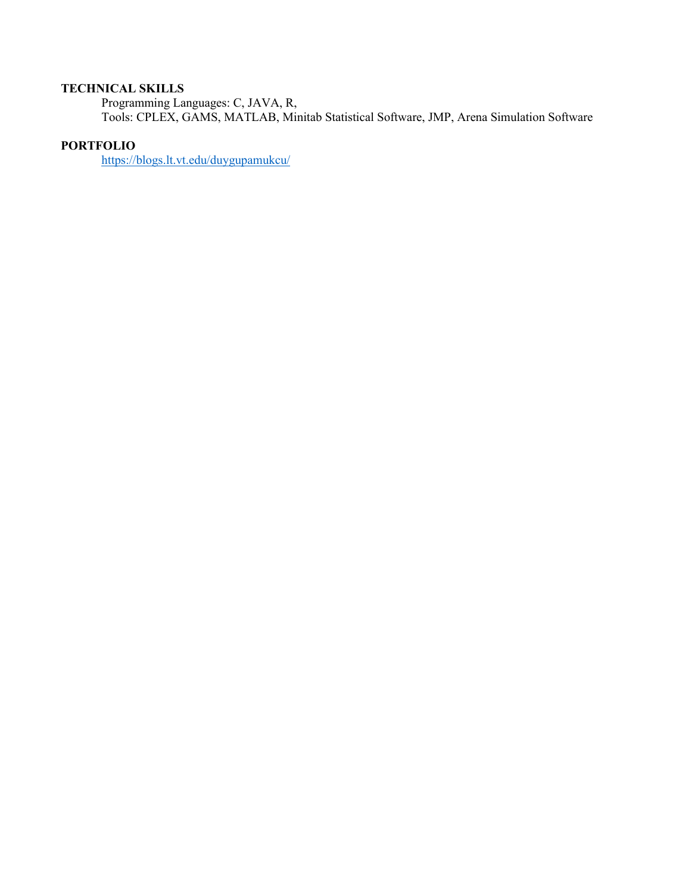**TECHNICAL SKILLS**

Programming Languages: C, JAVA, R,

Tools: CPLEX, GAMS, MATLAB, Minitab Statistical Software, JMP, Arena Simulation Software

**PORTFOLIO**

https://blogs.lt.vt.edu/duygupamukcu/